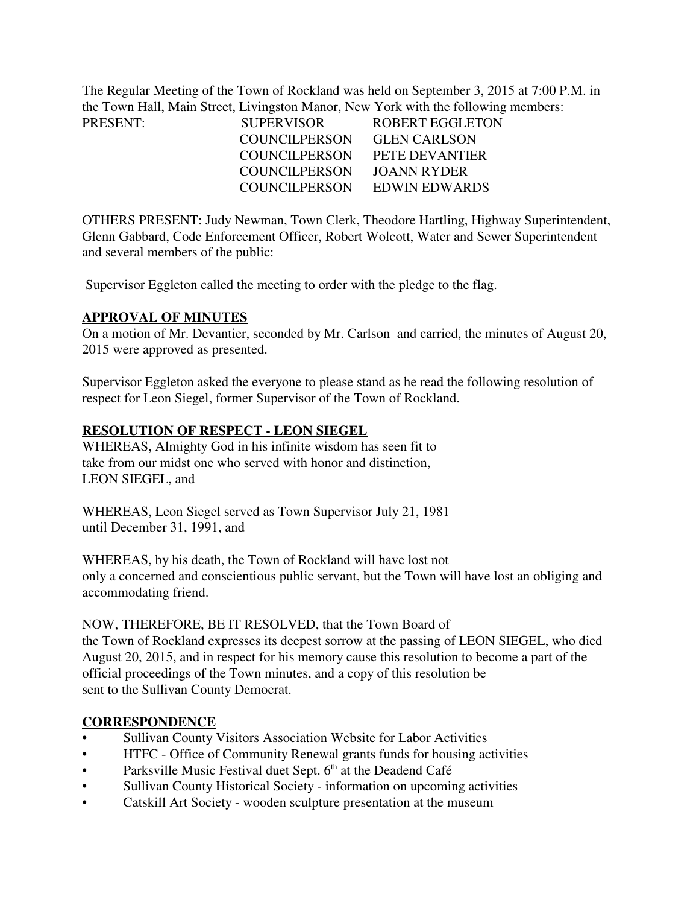The Regular Meeting of the Town of Rockland was held on September 3, 2015 at 7:00 P.M. in the Town Hall, Main Street, Livingston Manor, New York with the following members:

| PRESENT: | SUPERVISOR | ROBERT EGGLETON |
|---|---|---|
| | COUNCILPERSON | GLEN CARLSON |
| | COUNCILPERSON | PETE DEVANTIER |
| | COUNCILPERSON | JOANN RYDER |
| | COUNCILPERSON | EDWIN EDWARDS |

OTHERS PRESENT: Judy Newman, Town Clerk, Theodore Hartling, Highway Superintendent, Glenn Gabbard, Code Enforcement Officer, Robert Wolcott, Water and Sewer Superintendent and several members of the public:

Supervisor Eggleton called the meeting to order with the pledge to the flag.

**APPROVAL OF MINUTES**

On a motion of Mr. Devantier, seconded by Mr. Carlson and carried, the minutes of August 20, 2015 were approved as presented.

Supervisor Eggleton asked the everyone to please stand as he read the following resolution of respect for Leon Siegel, former Supervisor of the Town of Rockland.

**RESOLUTION OF RESPECT - LEON SIEGEL**

WHEREAS, Almighty God in his infinite wisdom has seen fit to take from our midst one who served with honor and distinction, LEON SIEGEL, and

WHEREAS, Leon Siegel served as Town Supervisor July 21, 1981 until December 31, 1991, and

WHEREAS, by his death, the Town of Rockland will have lost not only a concerned and conscientious public servant, but the Town will have lost an obliging and accommodating friend.

NOW, THEREFORE, BE IT RESOLVED, that the Town Board of the Town of Rockland expresses its deepest sorrow at the passing of LEON SIEGEL, who died August 20, 2015, and in respect for his memory cause this resolution to become a part of the official proceedings of the Town minutes, and a copy of this resolution be sent to the Sullivan County Democrat.

**CORRESPONDENCE**

- Sullivan County Visitors Association Website for Labor Activities
- HTFC - Office of Community Renewal grants funds for housing activities
- Parksville Music Festival duet Sept. 6th at the Deadend Café
- Sullivan County Historical Society - information on upcoming activities
- Catskill Art Society - wooden sculpture presentation at the museum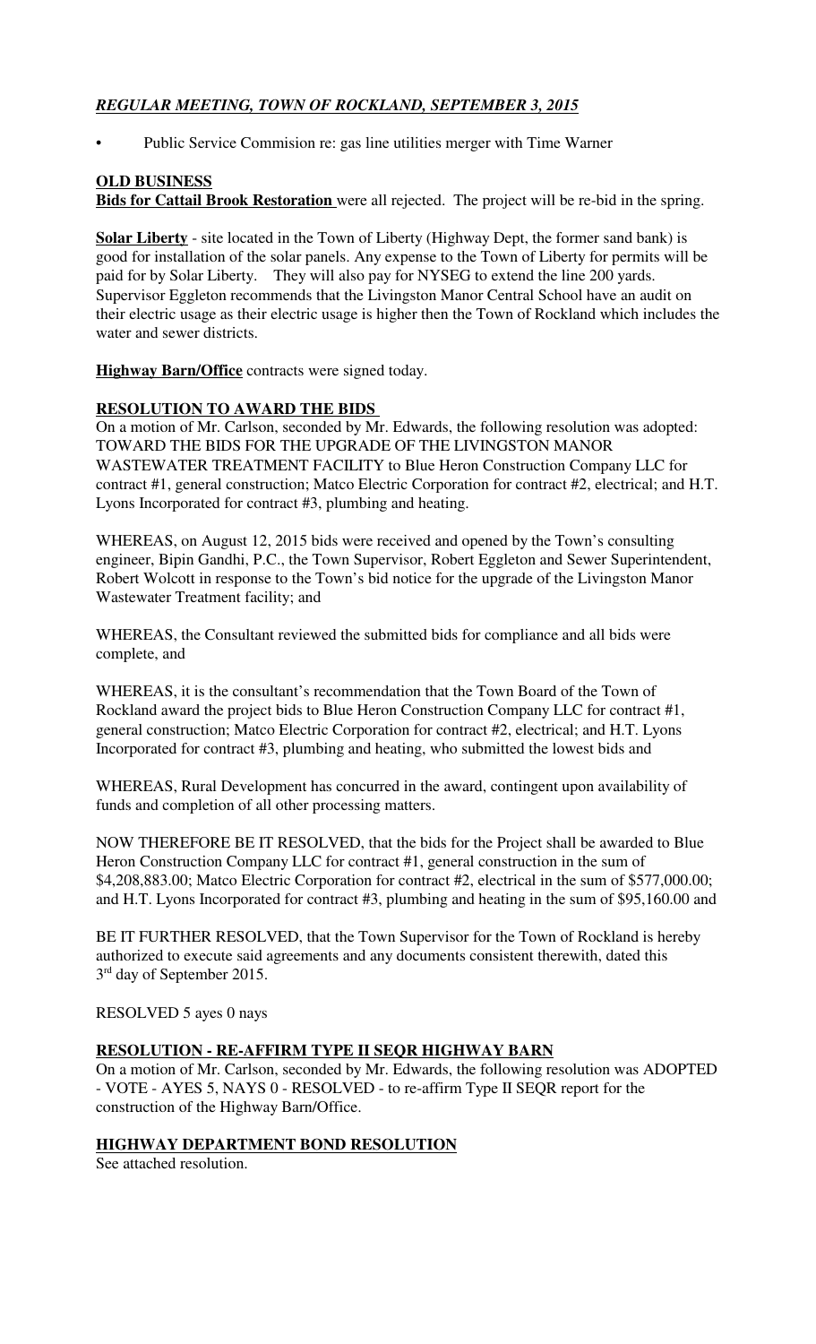## *REGULAR MEETING, TOWN OF ROCKLAND, SEPTEMBER 3, 2015*

- Public Service Commision re: gas line utilities merger with Time Warner

**OLD BUSINESS**

**Bids for Cattail Brook Restoration** were all rejected. The project will be re-bid in the spring.

**Solar Liberty** - site located in the Town of Liberty (Highway Dept, the former sand bank) is good for installation of the solar panels. Any expense to the Town of Liberty for permits will be paid for by Solar Liberty. They will also pay for NYSEG to extend the line 200 yards. Supervisor Eggleton recommends that the Livingston Manor Central School have an audit on their electric usage as their electric usage is higher then the Town of Rockland which includes the water and sewer districts.

**Highway Barn/Office** contracts were signed today.

**RESOLUTION TO AWARD THE BIDS**

On a motion of Mr. Carlson, seconded by Mr. Edwards, the following resolution was adopted: TOWARD THE BIDS FOR THE UPGRADE OF THE LIVINGSTON MANOR WASTEWATER TREATMENT FACILITY to Blue Heron Construction Company LLC for contract #1, general construction; Matco Electric Corporation for contract #2, electrical; and H.T. Lyons Incorporated for contract #3, plumbing and heating.

WHEREAS, on August 12, 2015 bids were received and opened by the Town's consulting engineer, Bipin Gandhi, P.C., the Town Supervisor, Robert Eggleton and Sewer Superintendent, Robert Wolcott in response to the Town's bid notice for the upgrade of the Livingston Manor Wastewater Treatment facility; and

WHEREAS, the Consultant reviewed the submitted bids for compliance and all bids were complete, and

WHEREAS, it is the consultant's recommendation that the Town Board of the Town of Rockland award the project bids to Blue Heron Construction Company LLC for contract #1, general construction; Matco Electric Corporation for contract #2, electrical; and H.T. Lyons Incorporated for contract #3, plumbing and heating, who submitted the lowest bids and

WHEREAS, Rural Development has concurred in the award, contingent upon availability of funds and completion of all other processing matters.

NOW THEREFORE BE IT RESOLVED, that the bids for the Project shall be awarded to Blue Heron Construction Company LLC for contract #1, general construction in the sum of $4,208,883.00; Matco Electric Corporation for contract #2, electrical in the sum of $577,000.00; and H.T. Lyons Incorporated for contract #3, plumbing and heating in the sum of $95,160.00 and

BE IT FURTHER RESOLVED, that the Town Supervisor for the Town of Rockland is hereby authorized to execute said agreements and any documents consistent therewith, dated this 3rd day of September 2015.

RESOLVED 5 ayes 0 nays

**RESOLUTION - RE-AFFIRM TYPE II SEQR HIGHWAY BARN**

On a motion of Mr. Carlson, seconded by Mr. Edwards, the following resolution was ADOPTED - VOTE - AYES 5, NAYS 0 - RESOLVED - to re-affirm Type II SEQR report for the construction of the Highway Barn/Office.

**HIGHWAY DEPARTMENT BOND RESOLUTION**

See attached resolution.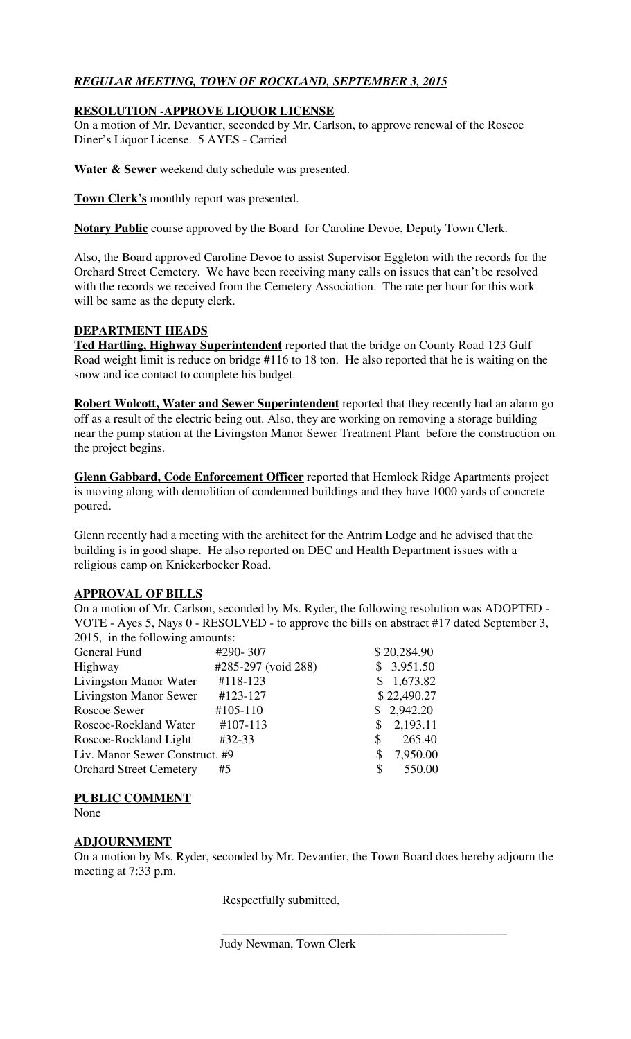***REGULAR MEETING, TOWN OF ROCKLAND, SEPTEMBER 3, 2015***

**RESOLUTION -APPROVE LIQUOR LICENSE**

On a motion of Mr. Devantier, seconded by Mr. Carlson, to approve renewal of the Roscoe Diner's Liquor License. 5 AYES - Carried

**Water & Sewer** weekend duty schedule was presented.

**Town Clerk's** monthly report was presented.

**Notary Public** course approved by the Board for Caroline Devoe, Deputy Town Clerk.

Also, the Board approved Caroline Devoe to assist Supervisor Eggleton with the records for the Orchard Street Cemetery. We have been receiving many calls on issues that can't be resolved with the records we received from the Cemetery Association. The rate per hour for this work will be same as the deputy clerk.

**DEPARTMENT HEADS**

**Ted Hartling, Highway Superintendent** reported that the bridge on County Road 123 Gulf Road weight limit is reduce on bridge #116 to 18 ton. He also reported that he is waiting on the snow and ice contact to complete his budget.

**Robert Wolcott, Water and Sewer Superintendent** reported that they recently had an alarm go off as a result of the electric being out. Also, they are working on removing a storage building near the pump station at the Livingston Manor Sewer Treatment Plant before the construction on the project begins.

**Glenn Gabbard, Code Enforcement Officer** reported that Hemlock Ridge Apartments project is moving along with demolition of condemned buildings and they have 1000 yards of concrete poured.

Glenn recently had a meeting with the architect for the Antrim Lodge and he advised that the building is in good shape. He also reported on DEC and Health Department issues with a religious camp on Knickerbocker Road.

**APPROVAL OF BILLS**

On a motion of Mr. Carlson, seconded by Ms. Ryder, the following resolution was ADOPTED - VOTE - Ayes 5, Nays 0 - RESOLVED - to approve the bills on abstract #17 dated September 3, 2015, in the following amounts:

| | | |
|---|---|---|
| General Fund | #290- 307 | $ 20,284.90 |
| Highway | #285-297 (void 288) | $ 3.951.50 |
| Livingston Manor Water | #118-123 | $ 1,673.82 |
| Livingston Manor Sewer | #123-127 | $ 22,490.27 |
| Roscoe Sewer | #105-110 | $ 2,942.20 |
| Roscoe-Rockland Water | #107-113 | $ 2,193.11 |
| Roscoe-Rockland Light | #32-33 | $ 265.40 |
| Liv. Manor Sewer Construct. #9 | | $ 7,950.00 |
| Orchard Street Cemetery | #5 | $ 550.00 |

**PUBLIC COMMENT**

None

**ADJOURNMENT**

On a motion by Ms. Ryder, seconded by Mr. Devantier, the Town Board does hereby adjourn the meeting at 7:33 p.m.

Respectfully submitted,

\_\_\_\_\_\_\_\_\_\_\_\_\_\_\_\_\_\_\_\_\_\_\_\_\_\_\_\_\_\_\_\_\_\_\_\_\_\_\_\_\_\_\_\_

Judy Newman, Town Clerk